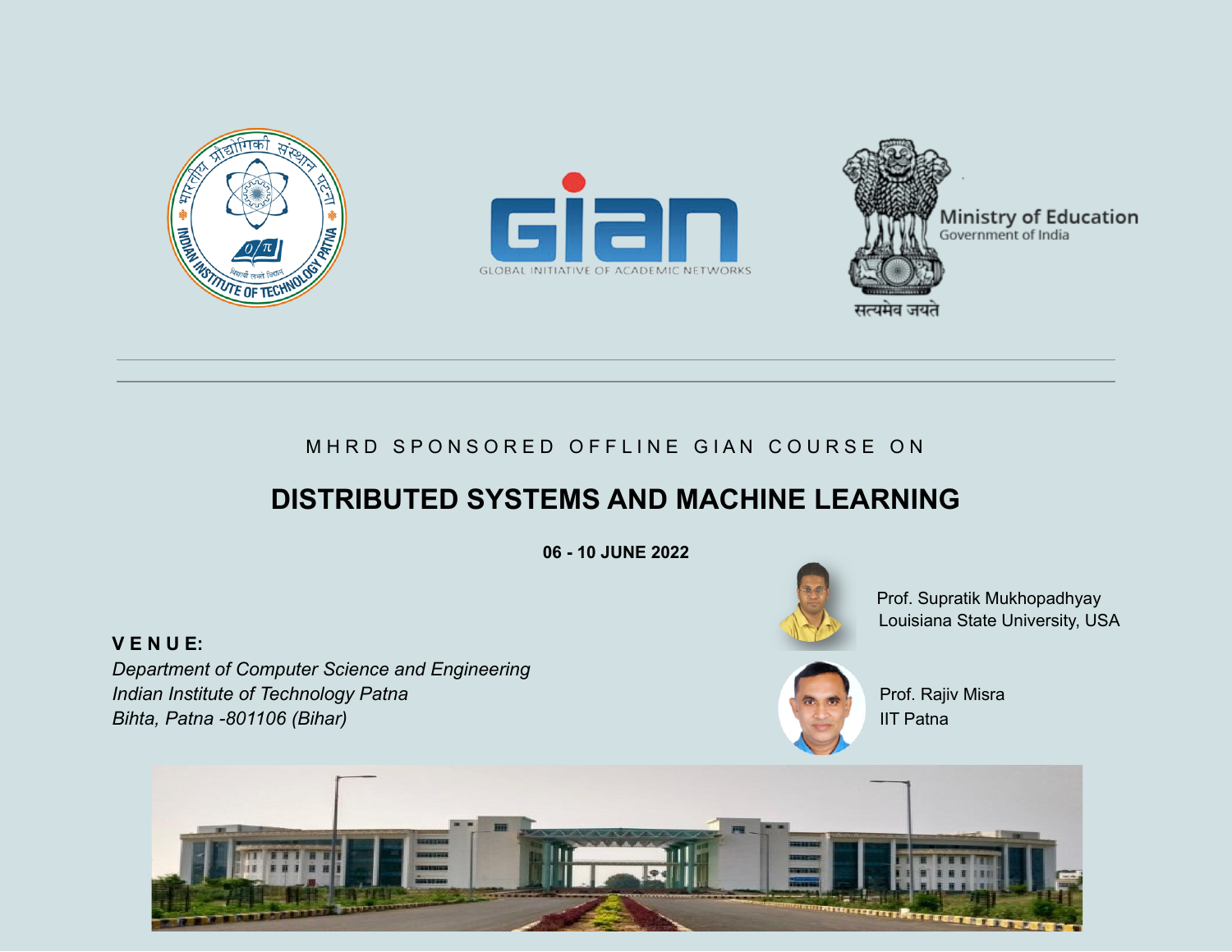Ministry of Education
Government of India

सत्यमेव जयते

MHRD SPONSORED OFFLINE GIAN COURSE ON

# DISTRIBUTED SYSTEMS AND MACHINE LEARNING

**06 - 10 JUNE 2022**

Prof. Supratik Mukhopadhyay
Louisiana State University, USA

Prof. Rajiv Misra
IIT Patna

**VENUE:**

*Department of Computer Science and Engineering*
*Indian Institute of Technology Patna*
*Bihta, Patna -801106 (Bihar)*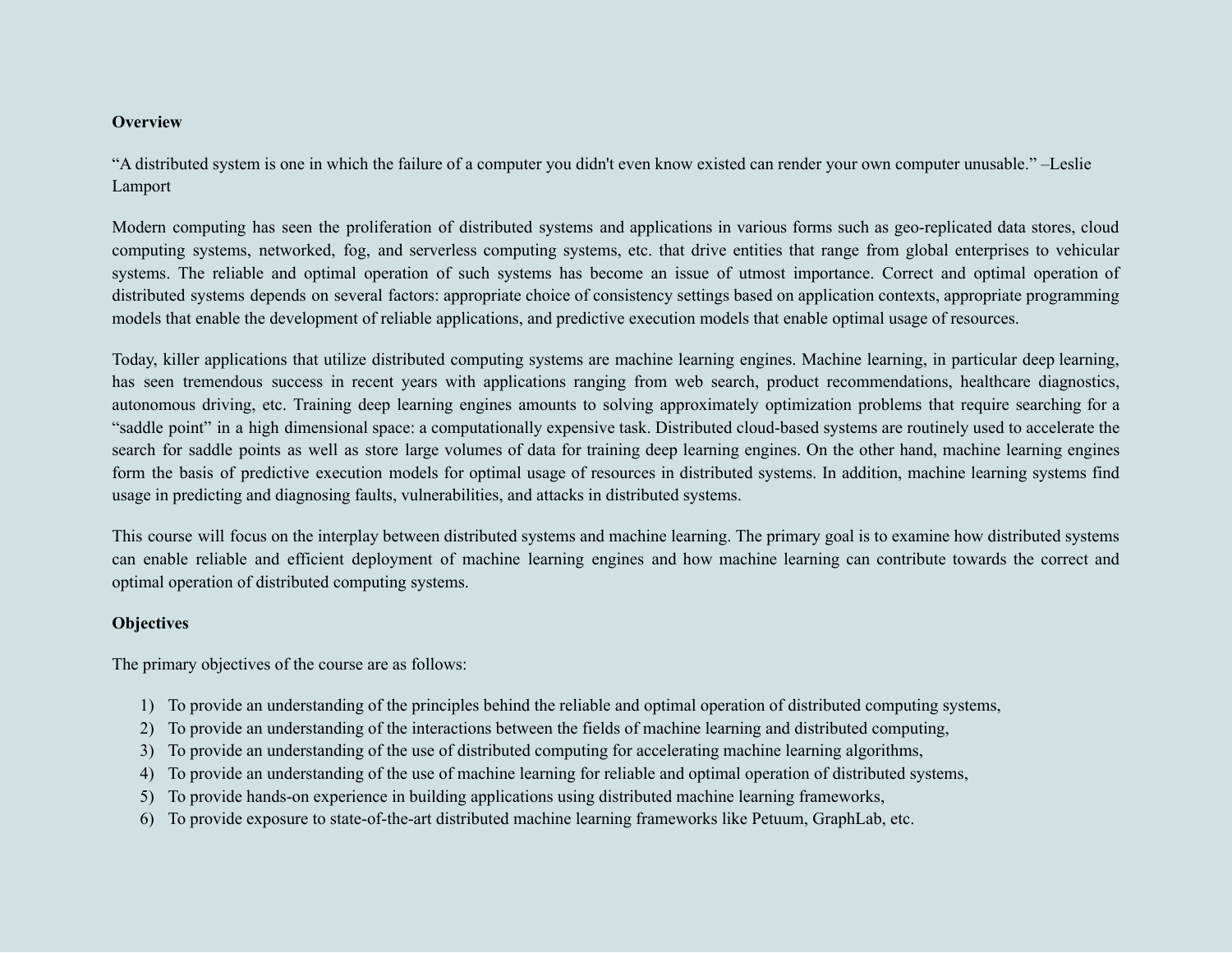**Overview**

“A distributed system is one in which the failure of a computer you didn't even know existed can render your own computer unusable.” –Leslie Lamport

Modern computing has seen the proliferation of distributed systems and applications in various forms such as geo-replicated data stores, cloud computing systems, networked, fog, and serverless computing systems, etc. that drive entities that range from global enterprises to vehicular systems. The reliable and optimal operation of such systems has become an issue of utmost importance. Correct and optimal operation of distributed systems depends on several factors: appropriate choice of consistency settings based on application contexts, appropriate programming models that enable the development of reliable applications, and predictive execution models that enable optimal usage of resources.

Today, killer applications that utilize distributed computing systems are machine learning engines. Machine learning, in particular deep learning, has seen tremendous success in recent years with applications ranging from web search, product recommendations, healthcare diagnostics, autonomous driving, etc. Training deep learning engines amounts to solving approximately optimization problems that require searching for a “saddle point” in a high dimensional space: a computationally expensive task. Distributed cloud-based systems are routinely used to accelerate the search for saddle points as well as store large volumes of data for training deep learning engines. On the other hand, machine learning engines form the basis of predictive execution models for optimal usage of resources in distributed systems. In addition, machine learning systems find usage in predicting and diagnosing faults, vulnerabilities, and attacks in distributed systems.

This course will focus on the interplay between distributed systems and machine learning. The primary goal is to examine how distributed systems can enable reliable and efficient deployment of machine learning engines and how machine learning can contribute towards the correct and optimal operation of distributed computing systems.

**Objectives**

The primary objectives of the course are as follows:

1) To provide an understanding of the principles behind the reliable and optimal operation of distributed computing systems,
2) To provide an understanding of the interactions between the fields of machine learning and distributed computing,
3) To provide an understanding of the use of distributed computing for accelerating machine learning algorithms,
4) To provide an understanding of the use of machine learning for reliable and optimal operation of distributed systems,
5) To provide hands-on experience in building applications using distributed machine learning frameworks,
6) To provide exposure to state-of-the-art distributed machine learning frameworks like Petuum, GraphLab, etc.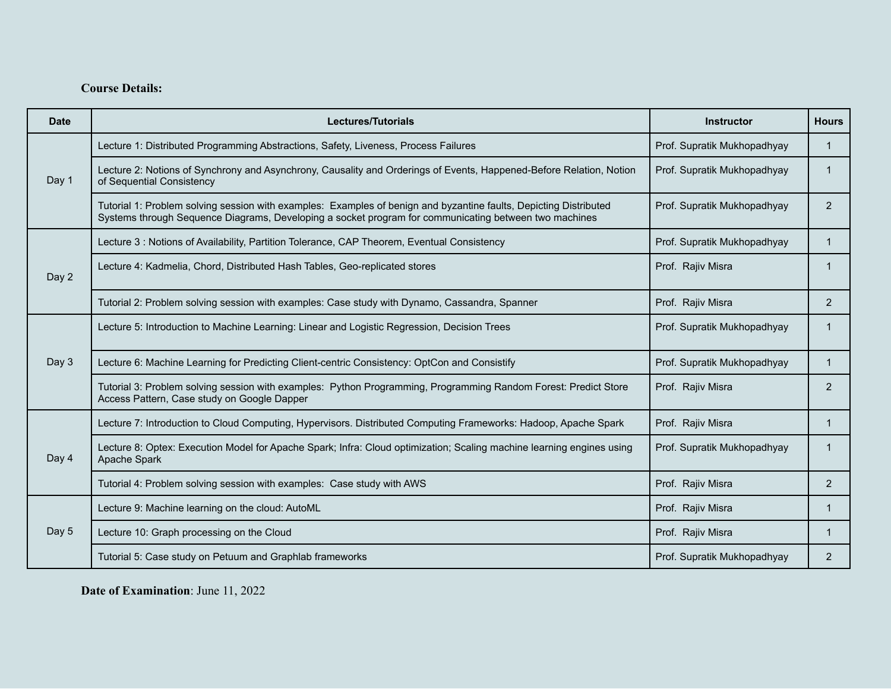**Course Details:**

| Date | Lectures/Tutorials | Instructor | Hours |
|---|---|---|---|
| Day 1 | Lecture 1: Distributed Programming Abstractions, Safety, Liveness, Process Failures | Prof. Supratik Mukhopadhyay | 1 |
| | Lecture 2: Notions of Synchrony and Asynchrony, Causality and Orderings of Events, Happened-Before Relation, Notion of Sequential Consistency | Prof. Supratik Mukhopadhyay | 1 |
| | Tutorial 1: Problem solving session with examples: Examples of benign and byzantine faults, Depicting Distributed Systems through Sequence Diagrams, Developing a socket program for communicating between two machines | Prof. Supratik Mukhopadhyay | 2 |
| Day 2 | Lecture 3 : Notions of Availability, Partition Tolerance, CAP Theorem, Eventual Consistency | Prof. Supratik Mukhopadhyay | 1 |
| | Lecture 4: Kadmelia, Chord, Distributed Hash Tables, Geo-replicated stores | Prof. Rajiv Misra | 1 |
| | Tutorial 2: Problem solving session with examples: Case study with Dynamo, Cassandra, Spanner | Prof. Rajiv Misra | 2 |
| Day 3 | Lecture 5: Introduction to Machine Learning: Linear and Logistic Regression, Decision Trees | Prof. Supratik Mukhopadhyay | 1 |
| | Lecture 6: Machine Learning for Predicting Client-centric Consistency: OptCon and Consistify | Prof. Supratik Mukhopadhyay | 1 |
| | Tutorial 3: Problem solving session with examples: Python Programming, Programming Random Forest: Predict Store Access Pattern, Case study on Google Dapper | Prof. Rajiv Misra | 2 |
| Day 4 | Lecture 7: Introduction to Cloud Computing, Hypervisors. Distributed Computing Frameworks: Hadoop, Apache Spark | Prof. Rajiv Misra | 1 |
| | Lecture 8: Optex: Execution Model for Apache Spark; Infra: Cloud optimization; Scaling machine learning engines using Apache Spark | Prof. Supratik Mukhopadhyay | 1 |
| | Tutorial 4: Problem solving session with examples: Case study with AWS | Prof. Rajiv Misra | 2 |
| Day 5 | Lecture 9: Machine learning on the cloud: AutoML | Prof. Rajiv Misra | 1 |
| | Lecture 10: Graph processing on the Cloud | Prof. Rajiv Misra | 1 |
| | Tutorial 5: Case study on Petuum and Graphlab frameworks | Prof. Supratik Mukhopadhyay | 2 |

**Date of Examination**: June 11, 2022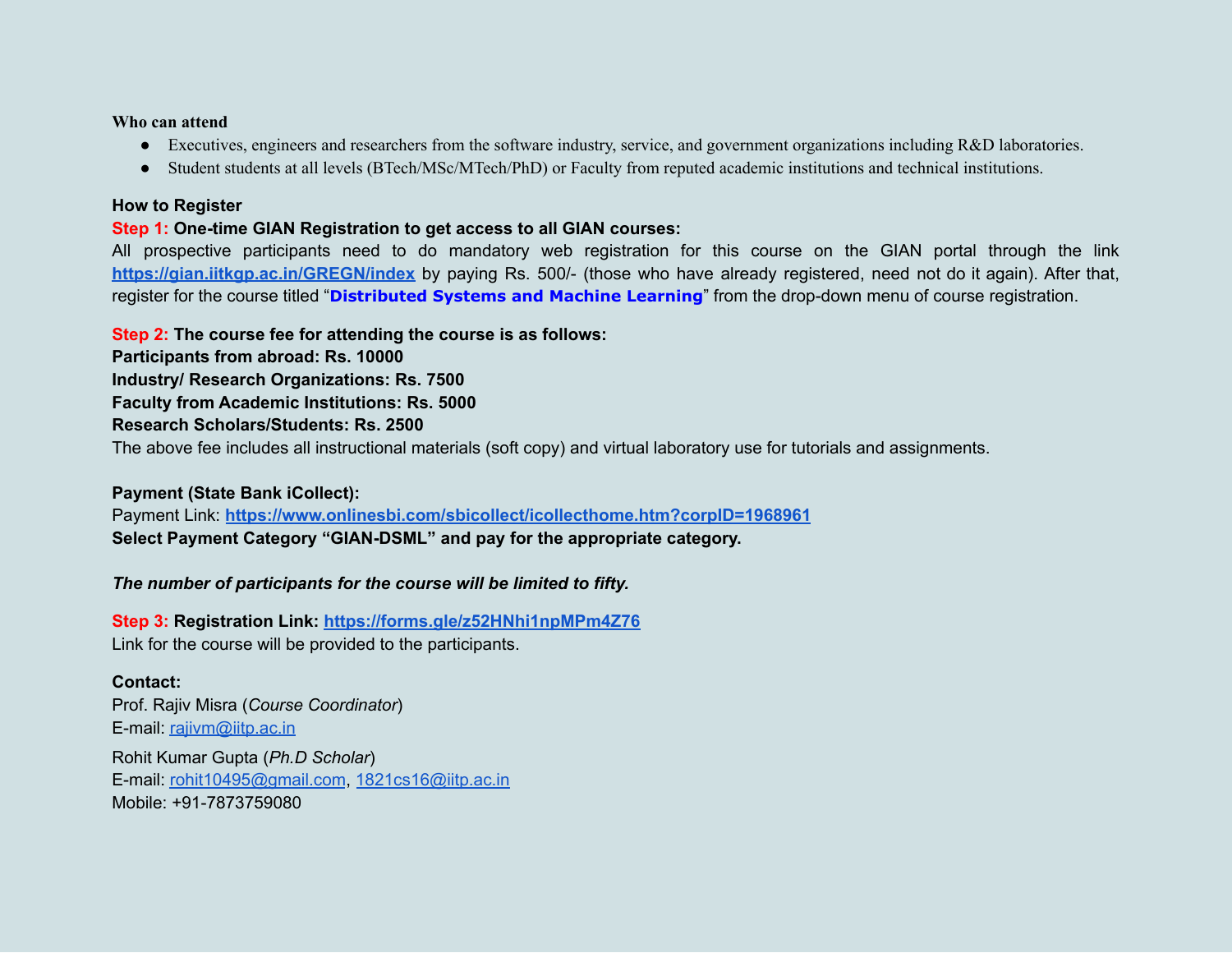**Who can attend**

- Executives, engineers and researchers from the software industry, service, and government organizations including R&D laboratories.
- Student students at all levels (BTech/MSc/MTech/PhD) or Faculty from reputed academic institutions and technical institutions.

**How to Register**

**Step 1: One-time GIAN Registration to get access to all GIAN courses:**

All prospective participants need to do mandatory web registration for this course on the GIAN portal through the link **https://gian.iitkgp.ac.in/GREGN/index** by paying Rs. 500/- (those who have already registered, need not do it again). After that, register for the course titled "**Distributed Systems and Machine Learning**" from the drop-down menu of course registration.

**Step 2: The course fee for attending the course is as follows:**

**Participants from abroad: Rs. 10000**

**Industry/ Research Organizations: Rs. 7500**

**Faculty from Academic Institutions: Rs. 5000**

**Research Scholars/Students: Rs. 2500**

The above fee includes all instructional materials (soft copy) and virtual laboratory use for tutorials and assignments.

**Payment (State Bank iCollect):**

Payment Link: **https://www.onlinesbi.com/sbicollect/icollecthome.htm?corpID=1968961**

**Select Payment Category "GIAN-DSML" and pay for the appropriate category.**

***The number of participants for the course will be limited to fifty.***

**Step 3: Registration Link: https://forms.gle/z52HNhi1npMPm4Z76**

Link for the course will be provided to the participants.

**Contact:**

Prof. Rajiv Misra (*Course Coordinator*)

E-mail: rajivm@iitp.ac.in

Rohit Kumar Gupta (*Ph.D Scholar*)

E-mail: rohit10495@gmail.com, 1821cs16@iitp.ac.in

Mobile: +91-7873759080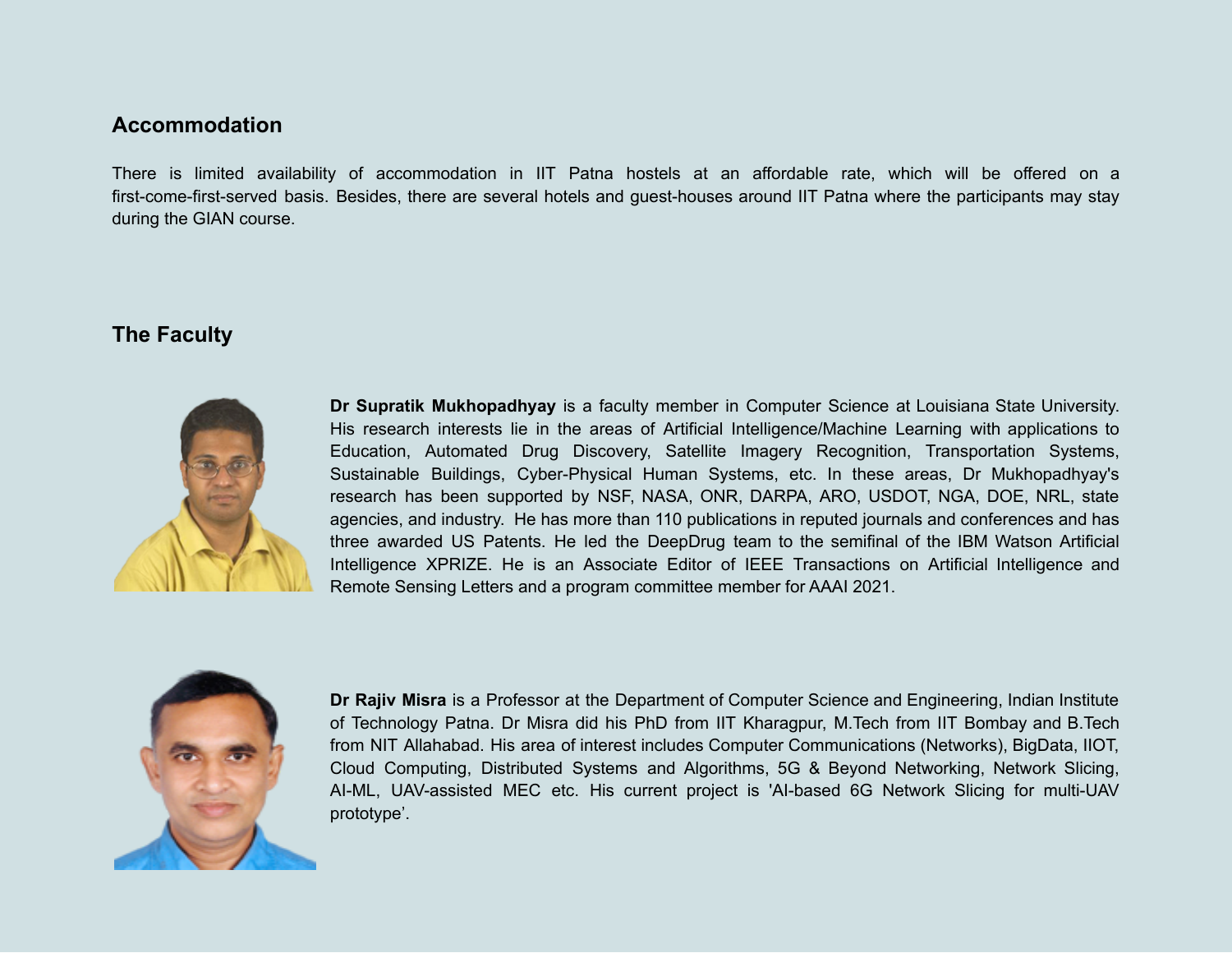## Accommodation

There is limited availability of accommodation in IIT Patna hostels at an affordable rate, which will be offered on a first-come-first-served basis. Besides, there are several hotels and guest-houses around IIT Patna where the participants may stay during the GIAN course.

## The Faculty

**Dr Supratik Mukhopadhyay** is a faculty member in Computer Science at Louisiana State University. His research interests lie in the areas of Artificial Intelligence/Machine Learning with applications to Education, Automated Drug Discovery, Satellite Imagery Recognition, Transportation Systems, Sustainable Buildings, Cyber-Physical Human Systems, etc. In these areas, Dr Mukhopadhyay's research has been supported by NSF, NASA, ONR, DARPA, ARO, USDOT, NGA, DOE, NRL, state agencies, and industry. He has more than 110 publications in reputed journals and conferences and has three awarded US Patents. He led the DeepDrug team to the semifinal of the IBM Watson Artificial Intelligence XPRIZE. He is an Associate Editor of IEEE Transactions on Artificial Intelligence and Remote Sensing Letters and a program committee member for AAAI 2021.

**Dr Rajiv Misra** is a Professor at the Department of Computer Science and Engineering, Indian Institute of Technology Patna. Dr Misra did his PhD from IIT Kharagpur, M.Tech from IIT Bombay and B.Tech from NIT Allahabad. His area of interest includes Computer Communications (Networks), BigData, IIOT, Cloud Computing, Distributed Systems and Algorithms, 5G & Beyond Networking, Network Slicing, AI-ML, UAV-assisted MEC etc. His current project is 'AI-based 6G Network Slicing for multi-UAV prototype'.